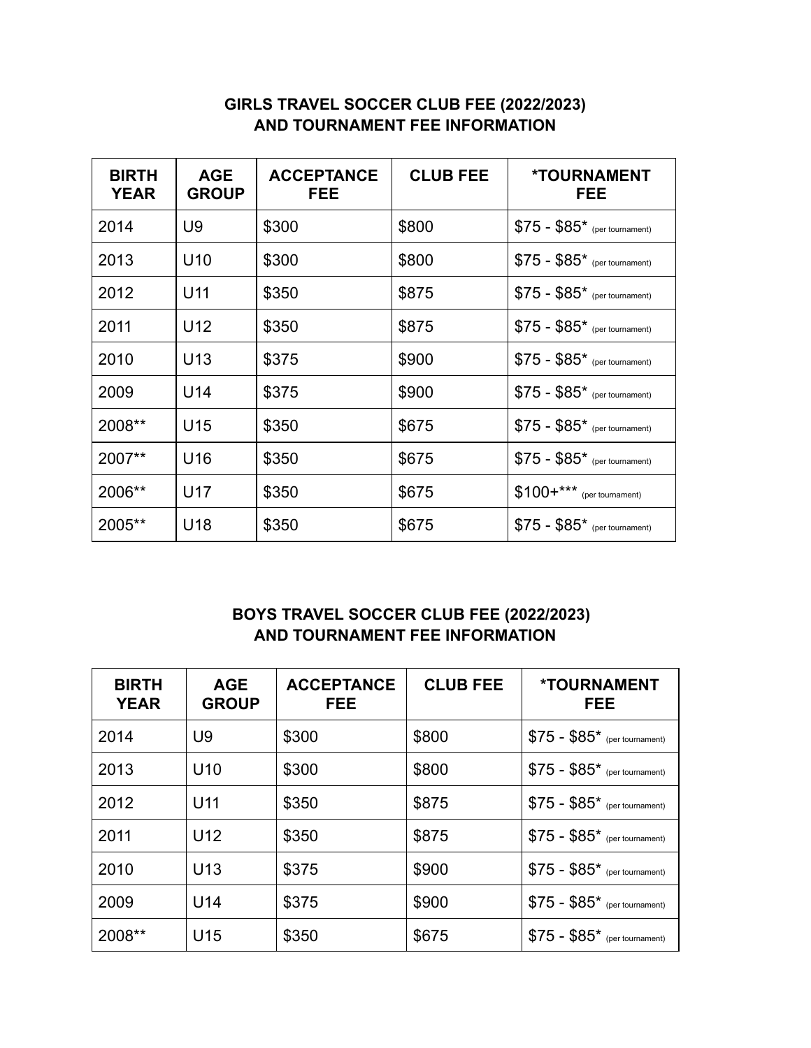## GIRLS TRAVEL SOCCER CLUB FEE (2022/2023) AND TOURNAMENT FEE INFORMATION

| BIRTH YEAR | AGE GROUP | ACCEPTANCE FEE | CLUB FEE | *TOURNAMENT FEE |
|---|---|---|---|---|
| 2014 | U9 | $300 | $800 | $75 - $85* (per tournament) |
| 2013 | U10 | $300 | $800 | $75 - $85* (per tournament) |
| 2012 | U11 | $350 | $875 | $75 - $85* (per tournament) |
| 2011 | U12 | $350 | $875 | $75 - $85* (per tournament) |
| 2010 | U13 | $375 | $900 | $75 - $85* (per tournament) |
| 2009 | U14 | $375 | $900 | $75 - $85* (per tournament) |
| 2008** | U15 | $350 | $675 | $75 - $85* (per tournament) |
| 2007** | U16 | $350 | $675 | $75 - $85* (per tournament) |
| 2006** | U17 | $350 | $675 | $100+*** (per tournament) |
| 2005** | U18 | $350 | $675 | $75 - $85* (per tournament) |

## BOYS TRAVEL SOCCER CLUB FEE (2022/2023) AND TOURNAMENT FEE INFORMATION

| BIRTH YEAR | AGE GROUP | ACCEPTANCE FEE | CLUB FEE | *TOURNAMENT FEE |
|---|---|---|---|---|
| 2014 | U9 | $300 | $800 | $75 - $85* (per tournament) |
| 2013 | U10 | $300 | $800 | $75 - $85* (per tournament) |
| 2012 | U11 | $350 | $875 | $75 - $85* (per tournament) |
| 2011 | U12 | $350 | $875 | $75 - $85* (per tournament) |
| 2010 | U13 | $375 | $900 | $75 - $85* (per tournament) |
| 2009 | U14 | $375 | $900 | $75 - $85* (per tournament) |
| 2008** | U15 | $350 | $675 | $75 - $85* (per tournament) |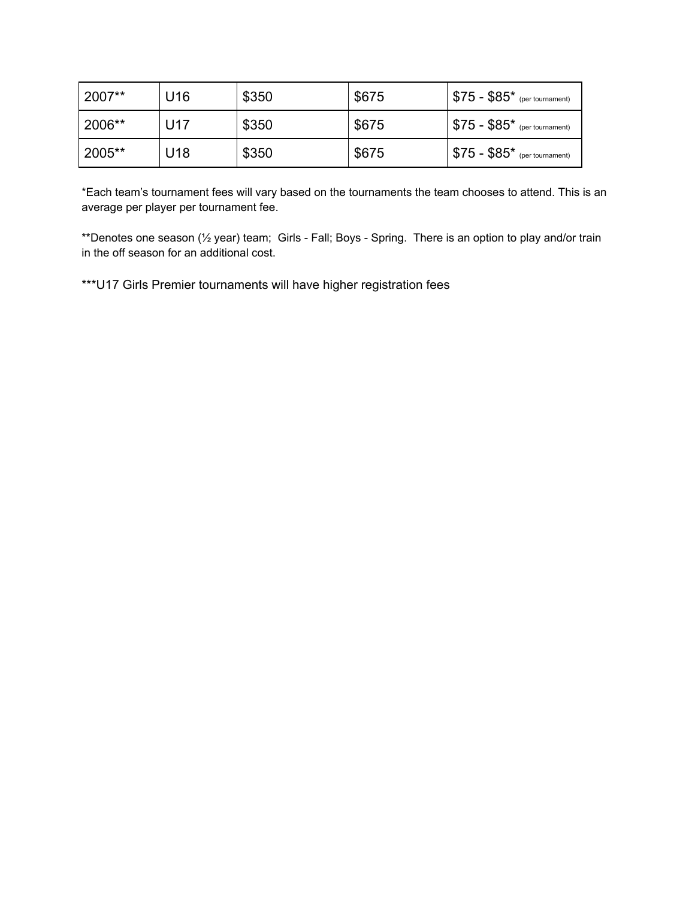| | | | | |
|---|---|---|---|---|
| 2007** | U16 | $350 | $675 | $75 - $85* (per tournament) |
| 2006** | U17 | $350 | $675 | $75 - $85* (per tournament) |
| 2005** | U18 | $350 | $675 | $75 - $85* (per tournament) |

*Each team's tournament fees will vary based on the tournaments the team chooses to attend. This is an average per player per tournament fee.

**Denotes one season (½ year) team; Girls - Fall; Boys - Spring. There is an option to play and/or train in the off season for an additional cost.

***U17 Girls Premier tournaments will have higher registration fees